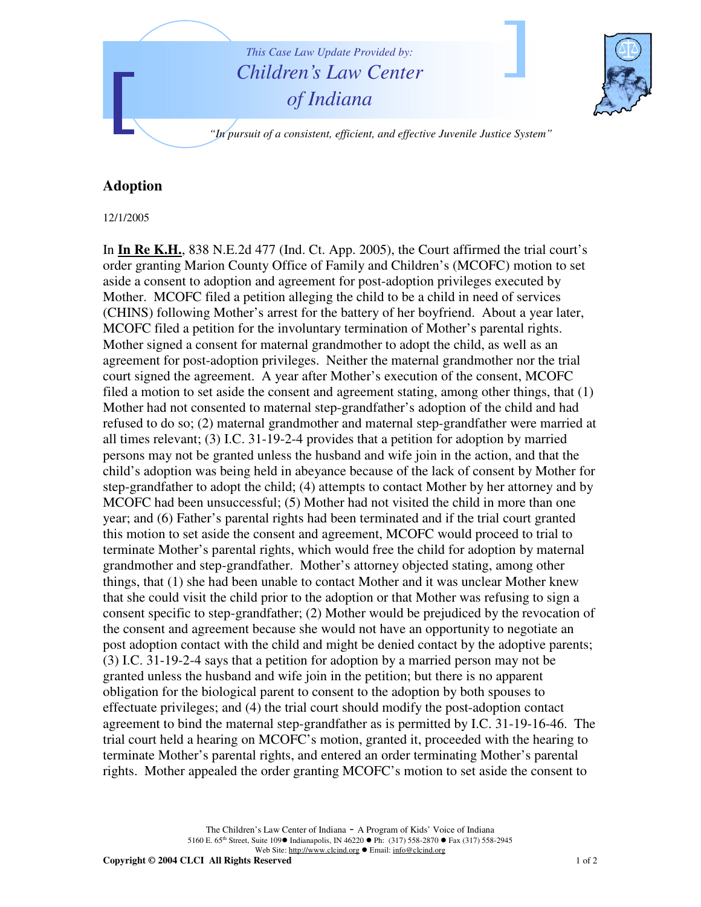*This Case Law Update Provided by:*
*Children's Law Center of Indiana*

*"In pursuit of a consistent, efficient, and effective Juvenile Justice System"*

## Adoption

12/1/2005

In **In Re K.H.**, 838 N.E.2d 477 (Ind. Ct. App. 2005), the Court affirmed the trial court's order granting Marion County Office of Family and Children's (MCOFC) motion to set aside a consent to adoption and agreement for post-adoption privileges executed by Mother. MCOFC filed a petition alleging the child to be a child in need of services (CHINS) following Mother's arrest for the battery of her boyfriend. About a year later, MCOFC filed a petition for the involuntary termination of Mother's parental rights. Mother signed a consent for maternal grandmother to adopt the child, as well as an agreement for post-adoption privileges. Neither the maternal grandmother nor the trial court signed the agreement. A year after Mother's execution of the consent, MCOFC filed a motion to set aside the consent and agreement stating, among other things, that (1) Mother had not consented to maternal step-grandfather's adoption of the child and had refused to do so; (2) maternal grandmother and maternal step-grandfather were married at all times relevant; (3) I.C. 31-19-2-4 provides that a petition for adoption by married persons may not be granted unless the husband and wife join in the action, and that the child's adoption was being held in abeyance because of the lack of consent by Mother for step-grandfather to adopt the child; (4) attempts to contact Mother by her attorney and by MCOFC had been unsuccessful; (5) Mother had not visited the child in more than one year; and (6) Father's parental rights had been terminated and if the trial court granted this motion to set aside the consent and agreement, MCOFC would proceed to trial to terminate Mother's parental rights, which would free the child for adoption by maternal grandmother and step-grandfather. Mother's attorney objected stating, among other things, that (1) she had been unable to contact Mother and it was unclear Mother knew that she could visit the child prior to the adoption or that Mother was refusing to sign a consent specific to step-grandfather; (2) Mother would be prejudiced by the revocation of the consent and agreement because she would not have an opportunity to negotiate an post adoption contact with the child and might be denied contact by the adoptive parents; (3) I.C. 31-19-2-4 says that a petition for adoption by a married person may not be granted unless the husband and wife join in the petition; but there is no apparent obligation for the biological parent to consent to the adoption by both spouses to effectuate privileges; and (4) the trial court should modify the post-adoption contact agreement to bind the maternal step-grandfather as is permitted by I.C. 31-19-16-46. The trial court held a hearing on MCOFC's motion, granted it, proceeded with the hearing to terminate Mother's parental rights, and entered an order terminating Mother's parental rights. Mother appealed the order granting MCOFC's motion to set aside the consent to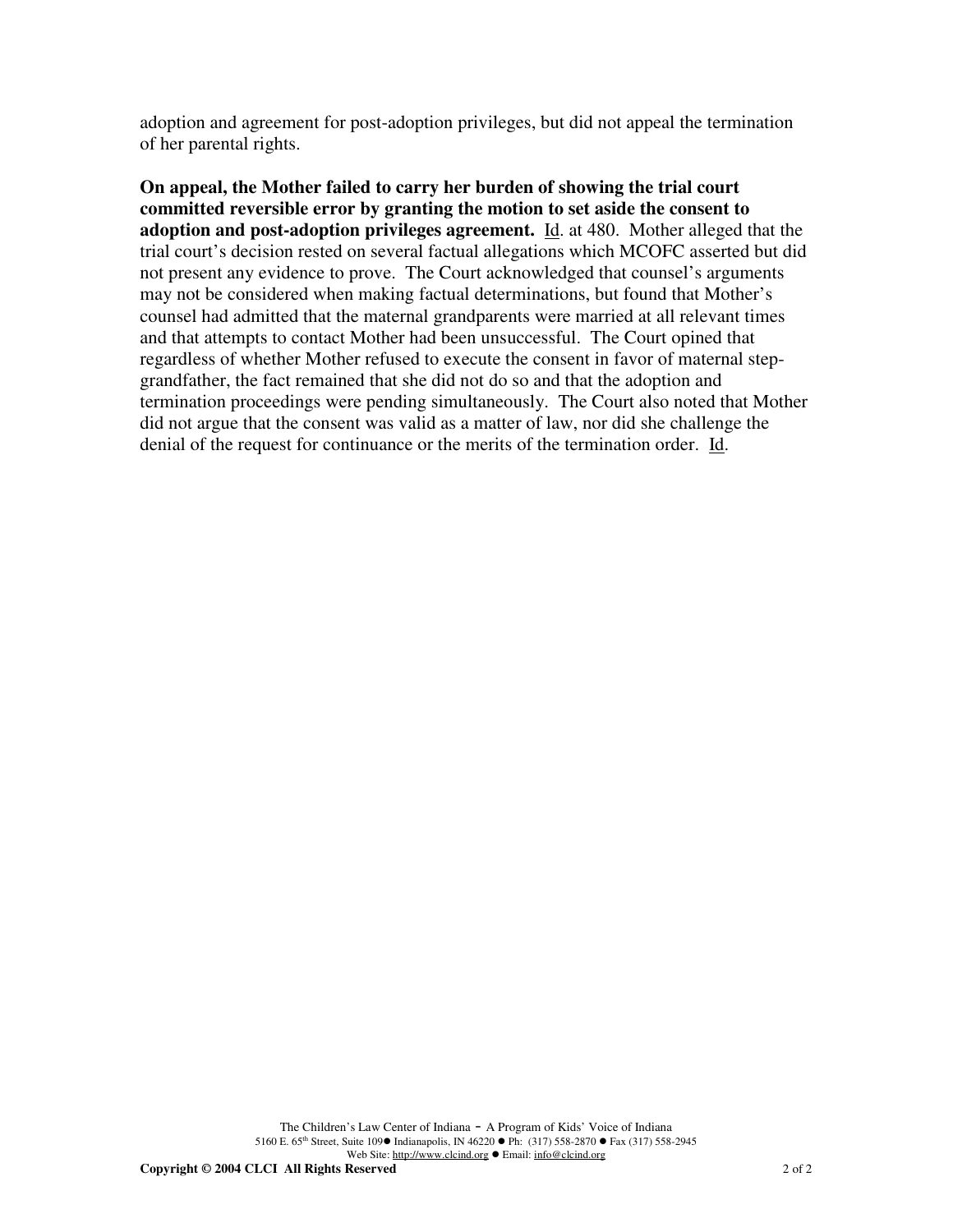adoption and agreement for post-adoption privileges, but did not appeal the termination of her parental rights.

**On appeal, the Mother failed to carry her burden of showing the trial court committed reversible error by granting the motion to set aside the consent to adoption and post-adoption privileges agreement.** Id. at 480. Mother alleged that the trial court's decision rested on several factual allegations which MCOFC asserted but did not present any evidence to prove. The Court acknowledged that counsel's arguments may not be considered when making factual determinations, but found that Mother's counsel had admitted that the maternal grandparents were married at all relevant times and that attempts to contact Mother had been unsuccessful. The Court opined that regardless of whether Mother refused to execute the consent in favor of maternal step-grandfather, the fact remained that she did not do so and that the adoption and termination proceedings were pending simultaneously. The Court also noted that Mother did not argue that the consent was valid as a matter of law, nor did she challenge the denial of the request for continuance or the merits of the termination order. Id.